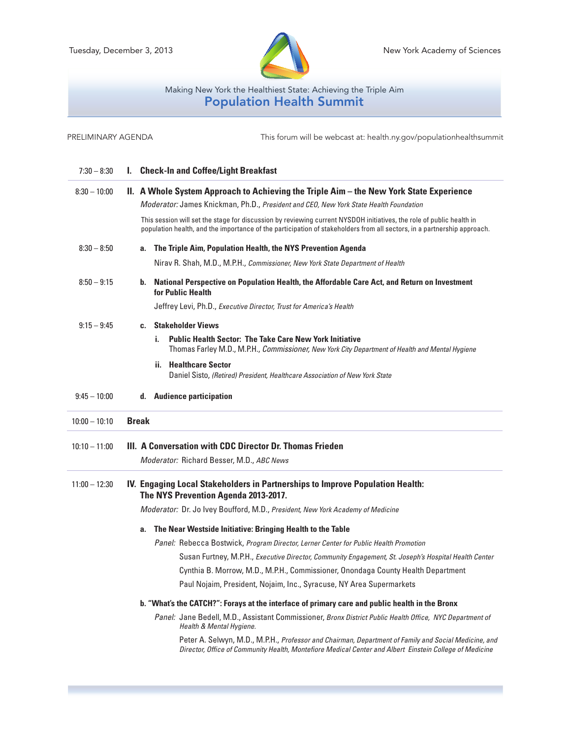Tuesday, December 3, 2013 — New York Academy of Sciences

Making New York the Healthiest State: Achieving the Triple Aim

# Population Health Summit

PRELIMINARY AGENDA

This forum will be webcast at: health.ny.gov/populationhealthsummit

**7:30 – 8:30** **I. Check-In and Coffee/Light Breakfast**

---

**8:30 – 10:00** **II. A Whole System Approach to Achieving the Triple Aim – the New York State Experience**

*Moderator:* James Knickman, Ph.D., *President and CEO, New York State Health Foundation*

This session will set the stage for discussion by reviewing current NYSDOH initiatives, the role of public health in population health, and the importance of the participation of stakeholders from all sectors, in a partnership approach.

**8:30 – 8:50** **a. The Triple Aim, Population Health, the NYS Prevention Agenda**

Nirav R. Shah, M.D., M.P.H., *Commissioner, New York State Department of Health*

**8:50 – 9:15** **b. National Perspective on Population Health, the Affordable Care Act, and Return on Investment for Public Health**

Jeffrey Levi, Ph.D., *Executive Director, Trust for America's Health*

**9:15 – 9:45** **c. Stakeholder Views**

**i. Public Health Sector: The Take Care New York Initiative**
Thomas Farley M.D., M.P.H., *Commissioner, New York City Department of Health and Mental Hygiene*

**ii. Healthcare Sector**
Daniel Sisto, *(Retired) President, Healthcare Association of New York State*

**9:45 – 10:00** **d. Audience participation**

---

**10:00 – 10:10** **Break**

---

**10:10 – 11:00** **III. A Conversation with CDC Director Dr. Thomas Frieden**

*Moderator:* Richard Besser, M.D., *ABC News*

---

**11:00 – 12:30** **IV. Engaging Local Stakeholders in Partnerships to Improve Population Health: The NYS Prevention Agenda 2013-2017.**

*Moderator:* Dr. Jo Ivey Boufford, M.D., *President, New York Academy of Medicine*

**a. The Near Westside Initiative: Bringing Health to the Table**

*Panel:* Rebecca Bostwick, *Program Director, Lerner Center for Public Health Promotion*

Susan Furtney, M.P.H., *Executive Director, Community Engagement, St. Joseph's Hospital Health Center*

Cynthia B. Morrow, M.D., M.P.H., Commissioner, Onondaga County Health Department

Paul Nojaim, President, Nojaim, Inc., Syracuse, NY Area Supermarkets

**b. "What's the CATCH?": Forays at the interface of primary care and public health in the Bronx**

*Panel:* Jane Bedell, M.D., Assistant Commissioner, *Bronx District Public Health Office, NYC Department of Health & Mental Hygiene.*

Peter A. Selwyn, M.D., M.P.H., *Professor and Chairman, Department of Family and Social Medicine, and Director, Office of Community Health, Montefiore Medical Center and Albert Einstein College of Medicine*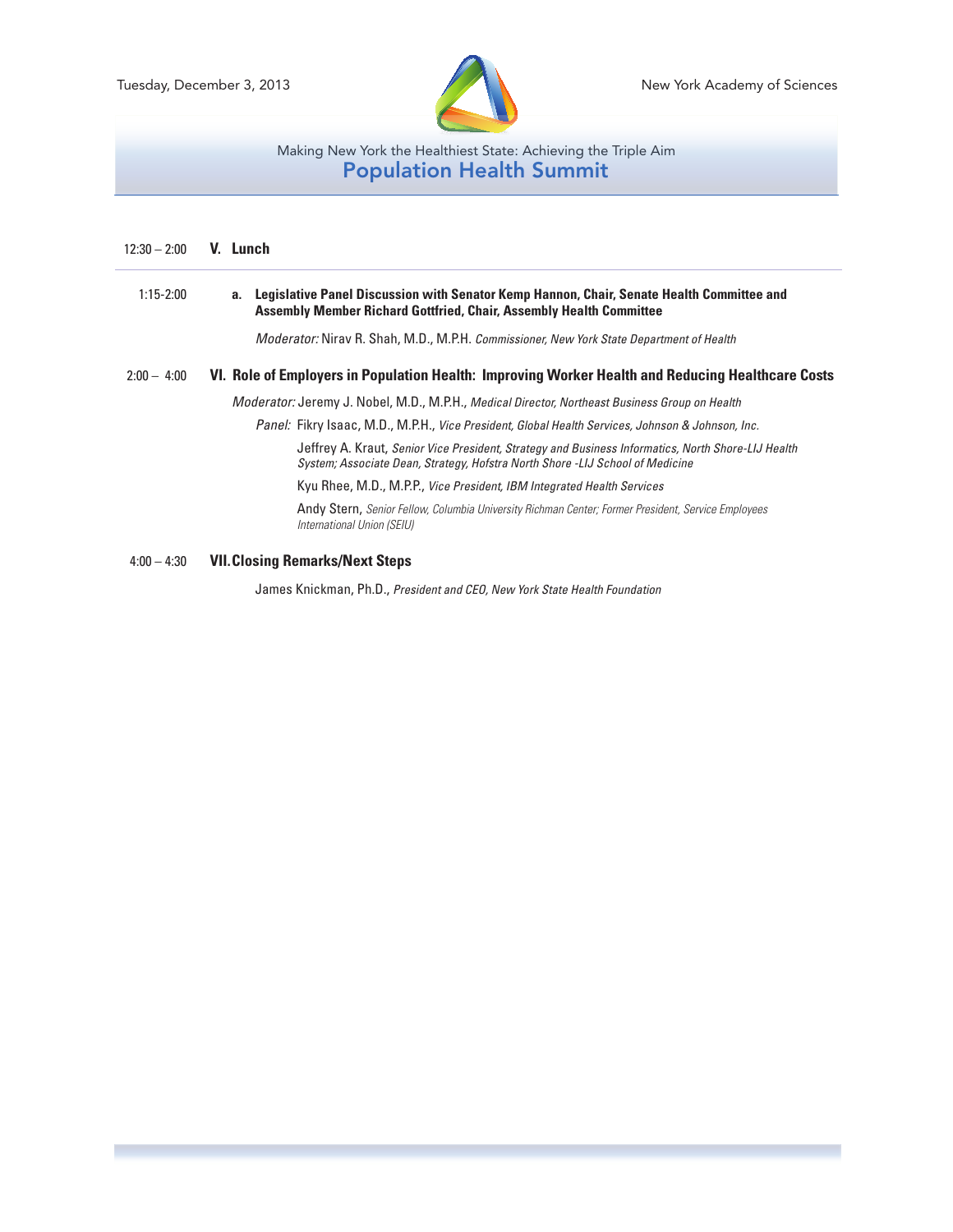Making New York the Healthiest State: Achieving the Triple Aim

# Population Health Summit

12:30 – 2:00 **V. Lunch**

1:15-2:00 **a. Legislative Panel Discussion with Senator Kemp Hannon, Chair, Senate Health Committee and Assembly Member Richard Gottfried, Chair, Assembly Health Committee**

*Moderator:* Nirav R. Shah, M.D., M.P.H. *Commissioner, New York State Department of Health*

2:00 – 4:00 **VI. Role of Employers in Population Health: Improving Worker Health and Reducing Healthcare Costs**

*Moderator:* Jeremy J. Nobel, M.D., M.P.H., *Medical Director, Northeast Business Group on Health*

*Panel:* Fikry Isaac, M.D., M.P.H., *Vice President, Global Health Services, Johnson & Johnson, Inc.*

Jeffrey A. Kraut, *Senior Vice President, Strategy and Business Informatics, North Shore-LIJ Health System; Associate Dean, Strategy, Hofstra North Shore -LIJ School of Medicine*

Kyu Rhee, M.D., M.P.P., *Vice President, IBM Integrated Health Services*

Andy Stern, *Senior Fellow, Columbia University Richman Center; Former President, Service Employees International Union (SEIU)*

4:00 – 4:30 **VII. Closing Remarks/Next Steps**

James Knickman, Ph.D., *President and CEO, New York State Health Foundation*